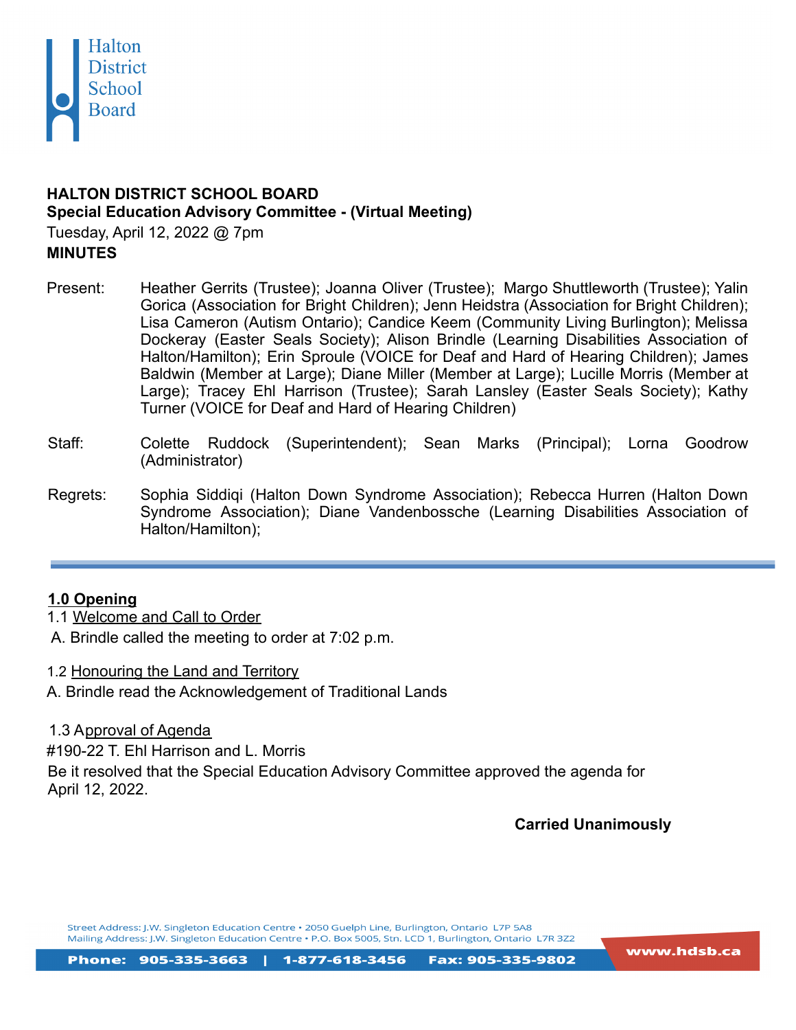Halton District School Board

**HALTON DISTRICT SCHOOL BOARD**
**Special Education Advisory Committee - (Virtual Meeting)**
Tuesday, April 12, 2022 @ 7pm
**MINUTES**

Present: Heather Gerrits (Trustee); Joanna Oliver (Trustee); Margo Shuttleworth (Trustee); Yalin Gorica (Association for Bright Children); Jenn Heidstra (Association for Bright Children); Lisa Cameron (Autism Ontario); Candice Keem (Community Living Burlington); Melissa Dockeray (Easter Seals Society); Alison Brindle (Learning Disabilities Association of Halton/Hamilton); Erin Sproule (VOICE for Deaf and Hard of Hearing Children); James Baldwin (Member at Large); Diane Miller (Member at Large); Lucille Morris (Member at Large); Tracey Ehl Harrison (Trustee); Sarah Lansley (Easter Seals Society); Kathy Turner (VOICE for Deaf and Hard of Hearing Children)

Staff: Colette Ruddock (Superintendent); Sean Marks (Principal); Lorna Goodrow (Administrator)

Regrets: Sophia Siddiqi (Halton Down Syndrome Association); Rebecca Hurren (Halton Down Syndrome Association); Diane Vandenbossche (Learning Disabilities Association of Halton/Hamilton);

---

## 1.0 Opening

1.1 Welcome and Call to Order

A. Brindle called the meeting to order at 7:02 p.m.

1.2 Honouring the Land and Territory

A. Brindle read the Acknowledgement of Traditional Lands

1.3 Approval of Agenda

#190-22 T. Ehl Harrison and L. Morris

Be it resolved that the Special Education Advisory Committee approved the agenda for April 12, 2022.

**Carried Unanimously**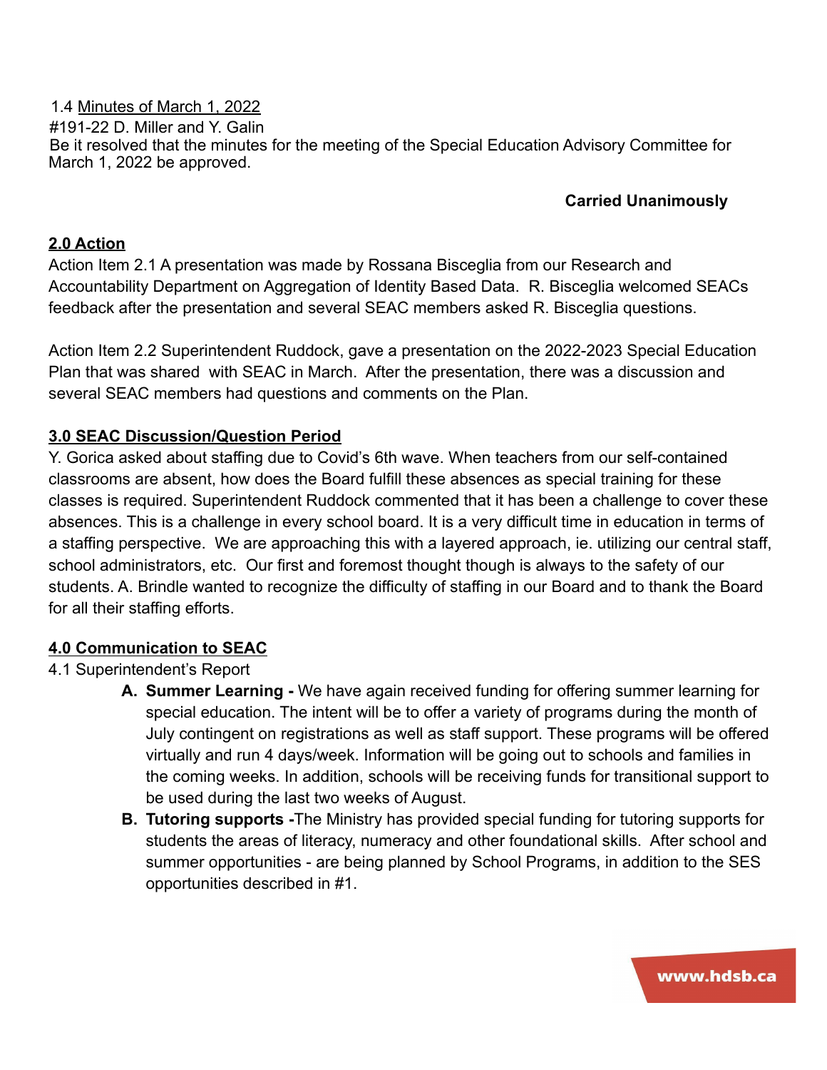1.4 <u>Minutes of March 1, 2022</u>
#191-22 D. Miller and Y. Galin
Be it resolved that the minutes for the meeting of the Special Education Advisory Committee for March 1, 2022 be approved.

**Carried Unanimously**

## 2.0 Action

Action Item 2.1 A presentation was made by Rossana Bisceglia from our Research and Accountability Department on Aggregation of Identity Based Data. R. Bisceglia welcomed SEACs feedback after the presentation and several SEAC members asked R. Bisceglia questions.

Action Item 2.2 Superintendent Ruddock, gave a presentation on the 2022-2023 Special Education Plan that was shared with SEAC in March. After the presentation, there was a discussion and several SEAC members had questions and comments on the Plan.

## 3.0 SEAC Discussion/Question Period

Y. Gorica asked about staffing due to Covid's 6th wave. When teachers from our self-contained classrooms are absent, how does the Board fulfill these absences as special training for these classes is required. Superintendent Ruddock commented that it has been a challenge to cover these absences. This is a challenge in every school board. It is a very difficult time in education in terms of a staffing perspective. We are approaching this with a layered approach, ie. utilizing our central staff, school administrators, etc. Our first and foremost thought though is always to the safety of our students. A. Brindle wanted to recognize the difficulty of staffing in our Board and to thank the Board for all their staffing efforts.

## 4.0 Communication to SEAC

4.1 Superintendent's Report

A. **Summer Learning -** We have again received funding for offering summer learning for special education. The intent will be to offer a variety of programs during the month of July contingent on registrations as well as staff support. These programs will be offered virtually and run 4 days/week. Information will be going out to schools and families in the coming weeks. In addition, schools will be receiving funds for transitional support to be used during the last two weeks of August.
B. **Tutoring supports -**The Ministry has provided special funding for tutoring supports for students the areas of literacy, numeracy and other foundational skills. After school and summer opportunities - are being planned by School Programs, in addition to the SES opportunities described in #1.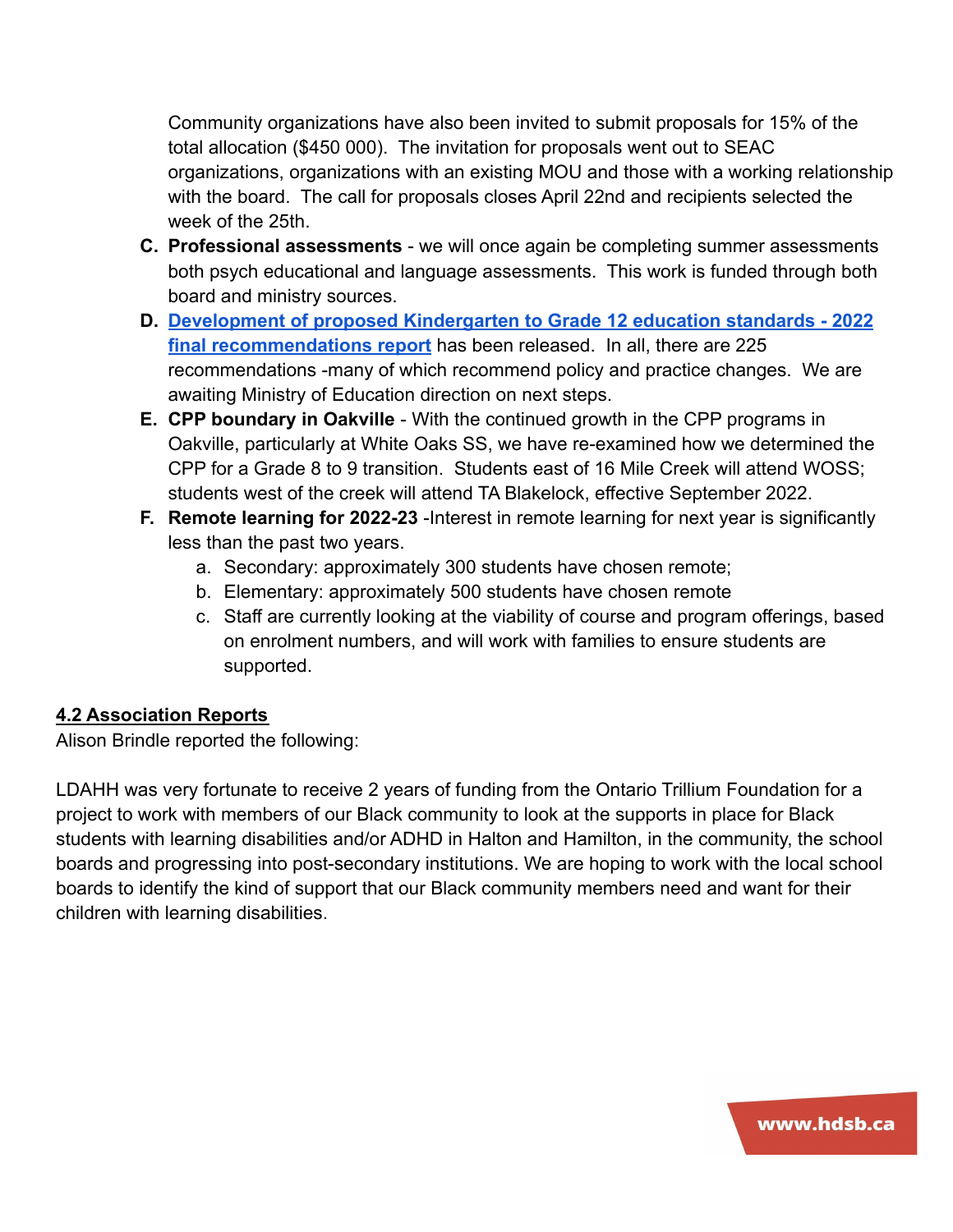Community organizations have also been invited to submit proposals for 15% of the total allocation ($450 000). The invitation for proposals went out to SEAC organizations, organizations with an existing MOU and those with a working relationship with the board. The call for proposals closes April 22nd and recipients selected the week of the 25th.

C. **Professional assessments** - we will once again be completing summer assessments both psych educational and language assessments. This work is funded through both board and ministry sources.
D. **Development of proposed Kindergarten to Grade 12 education standards - 2022 final recommendations report** has been released. In all, there are 225 recommendations -many of which recommend policy and practice changes. We are awaiting Ministry of Education direction on next steps.
E. **CPP boundary in Oakville** - With the continued growth in the CPP programs in Oakville, particularly at White Oaks SS, we have re-examined how we determined the CPP for a Grade 8 to 9 transition. Students east of 16 Mile Creek will attend WOSS; students west of the creek will attend TA Blakelock, effective September 2022.
F. **Remote learning for 2022-23** -Interest in remote learning for next year is significantly less than the past two years.
    a. Secondary: approximately 300 students have chosen remote;
    b. Elementary: approximately 500 students have chosen remote
    c. Staff are currently looking at the viability of course and program offerings, based on enrolment numbers, and will work with families to ensure students are supported.

## 4.2 Association Reports

Alison Brindle reported the following:

LDAHH was very fortunate to receive 2 years of funding from the Ontario Trillium Foundation for a project to work with members of our Black community to look at the supports in place for Black students with learning disabilities and/or ADHD in Halton and Hamilton, in the community, the school boards and progressing into post-secondary institutions. We are hoping to work with the local school boards to identify the kind of support that our Black community members need and want for their children with learning disabilities.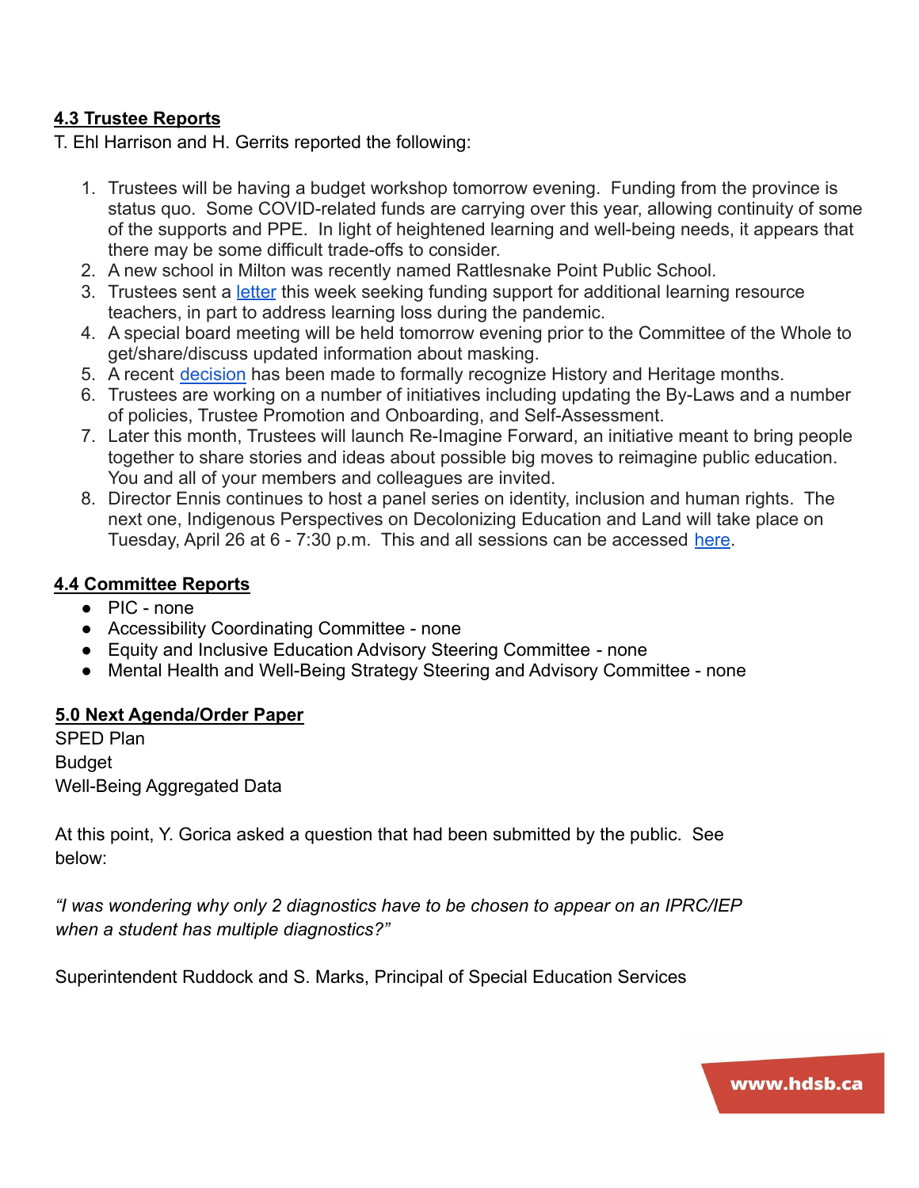## 4.3 Trustee Reports

T. Ehl Harrison and H. Gerrits reported the following:

1. Trustees will be having a budget workshop tomorrow evening. Funding from the province is status quo. Some COVID-related funds are carrying over this year, allowing continuity of some of the supports and PPE. In light of heightened learning and well-being needs, it appears that there may be some difficult trade-offs to consider.
2. A new school in Milton was recently named Rattlesnake Point Public School.
3. Trustees sent a letter this week seeking funding support for additional learning resource teachers, in part to address learning loss during the pandemic.
4. A special board meeting will be held tomorrow evening prior to the Committee of the Whole to get/share/discuss updated information about masking.
5. A recent decision has been made to formally recognize History and Heritage months.
6. Trustees are working on a number of initiatives including updating the By-Laws and a number of policies, Trustee Promotion and Onboarding, and Self-Assessment.
7. Later this month, Trustees will launch Re-Imagine Forward, an initiative meant to bring people together to share stories and ideas about possible big moves to reimagine public education. You and all of your members and colleagues are invited.
8. Director Ennis continues to host a panel series on identity, inclusion and human rights. The next one, Indigenous Perspectives on Decolonizing Education and Land will take place on Tuesday, April 26 at 6 - 7:30 p.m. This and all sessions can be accessed here.

## 4.4 Committee Reports

- PIC - none
- Accessibility Coordinating Committee - none
- Equity and Inclusive Education Advisory Steering Committee - none
- Mental Health and Well-Being Strategy Steering and Advisory Committee - none

## 5.0 Next Agenda/Order Paper

SPED Plan
Budget
Well-Being Aggregated Data

At this point, Y. Gorica asked a question that had been submitted by the public. See below:

*"I was wondering why only 2 diagnostics have to be chosen to appear on an IPRC/IEP when a student has multiple diagnostics?"*

Superintendent Ruddock and S. Marks, Principal of Special Education Services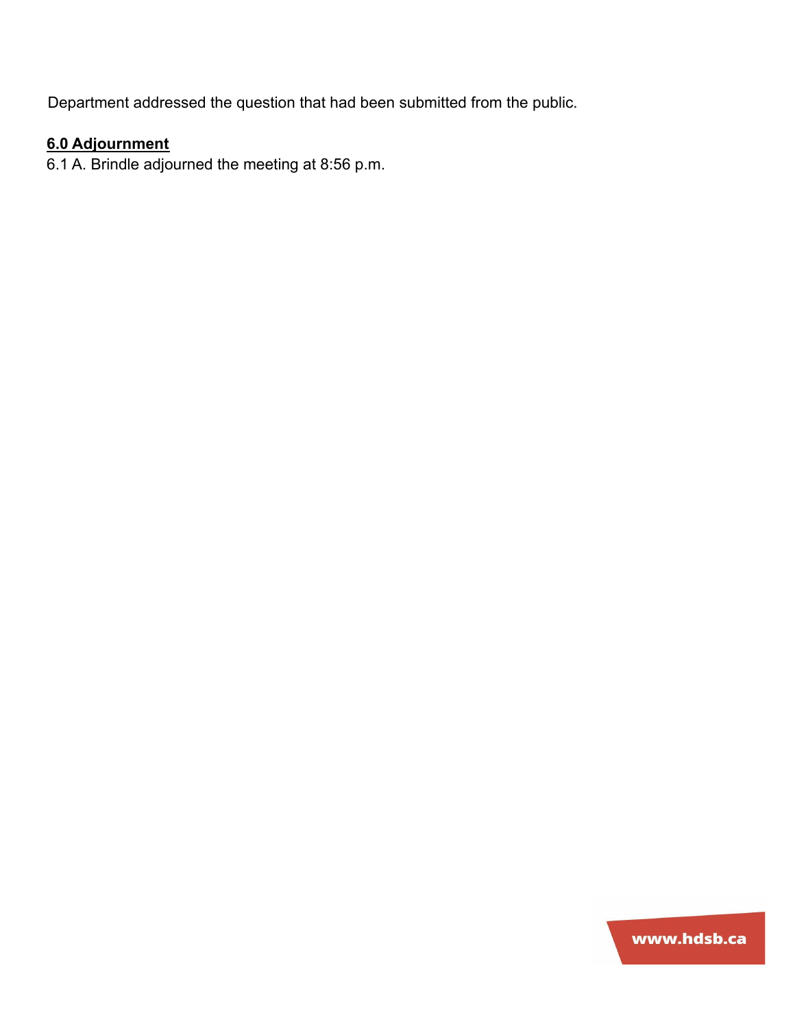Department addressed the question that had been submitted from the public.

**6.0 Adjournment**

6.1 A. Brindle adjourned the meeting at 8:56 p.m.